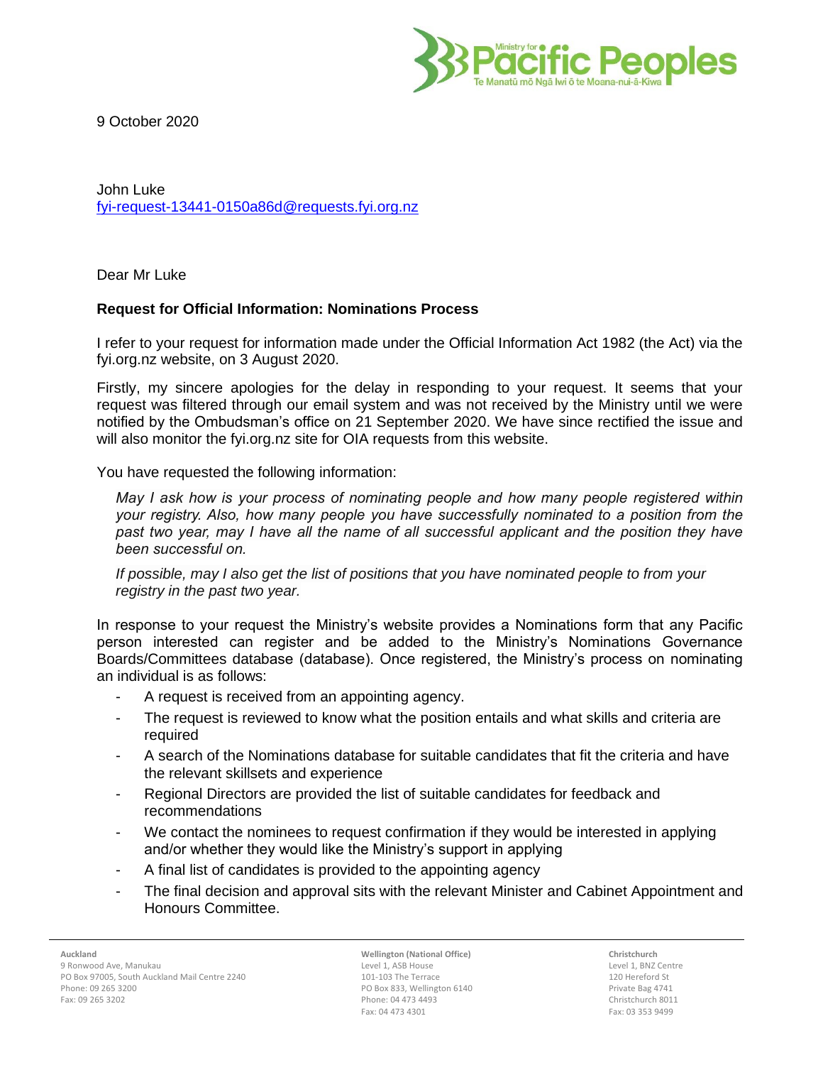9 October 2020

John Luke
fyi-request-13441-0150a86d@requests.fyi.org.nz

Dear Mr Luke

**Request for Official Information: Nominations Process**

I refer to your request for information made under the Official Information Act 1982 (the Act) via the fyi.org.nz website, on 3 August 2020.

Firstly, my sincere apologies for the delay in responding to your request. It seems that your request was filtered through our email system and was not received by the Ministry until we were notified by the Ombudsman's office on 21 September 2020. We have since rectified the issue and will also monitor the fyi.org.nz site for OIA requests from this website.

You have requested the following information:

> *May I ask how is your process of nominating people and how many people registered within your registry. Also, how many people you have successfully nominated to a position from the past two year, may I have all the name of all successful applicant and the position they have been successful on.*
>
> *If possible, may I also get the list of positions that you have nominated people to from your registry in the past two year.*

In response to your request the Ministry's website provides a Nominations form that any Pacific person interested can register and be added to the Ministry's Nominations Governance Boards/Committees database (database). Once registered, the Ministry's process on nominating an individual is as follows:

- A request is received from an appointing agency.
- The request is reviewed to know what the position entails and what skills and criteria are required
- A search of the Nominations database for suitable candidates that fit the criteria and have the relevant skillsets and experience
- Regional Directors are provided the list of suitable candidates for feedback and recommendations
- We contact the nominees to request confirmation if they would be interested in applying and/or whether they would like the Ministry's support in applying
- A final list of candidates is provided to the appointing agency
- The final decision and approval sits with the relevant Minister and Cabinet Appointment and Honours Committee.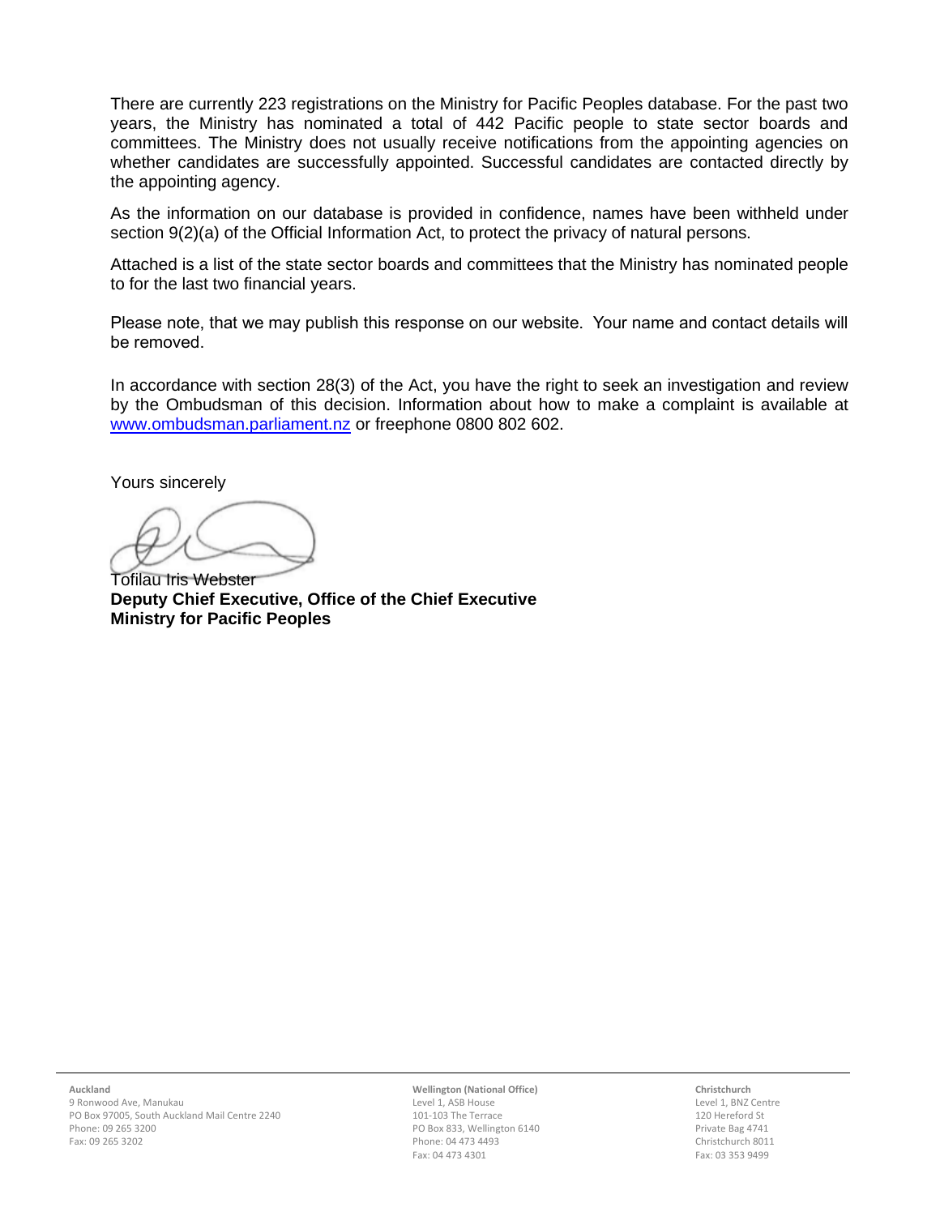There are currently 223 registrations on the Ministry for Pacific Peoples database. For the past two years, the Ministry has nominated a total of 442 Pacific people to state sector boards and committees. The Ministry does not usually receive notifications from the appointing agencies on whether candidates are successfully appointed. Successful candidates are contacted directly by the appointing agency.

As the information on our database is provided in confidence, names have been withheld under section 9(2)(a) of the Official Information Act, to protect the privacy of natural persons.

Attached is a list of the state sector boards and committees that the Ministry has nominated people to for the last two financial years.

Please note, that we may publish this response on our website. Your name and contact details will be removed.

In accordance with section 28(3) of the Act, you have the right to seek an investigation and review by the Ombudsman of this decision. Information about how to make a complaint is available at www.ombudsman.parliament.nz or freephone 0800 802 602.

Yours sincerely

Tofilau Iris Webster
**Deputy Chief Executive, Office of the Chief Executive**
**Ministry for Pacific Peoples**

**Auckland**
9 Ronwood Ave, Manukau
PO Box 97005, South Auckland Mail Centre 2240
Phone: 09 265 3200
Fax: 09 265 3202

**Wellington (National Office)**
Level 1, ASB House
101-103 The Terrace
PO Box 833, Wellington 6140
Phone: 04 473 4493
Fax: 04 473 4301

**Christchurch**
Level 1, BNZ Centre
120 Hereford St
Private Bag 4741
Christchurch 8011
Fax: 03 353 9499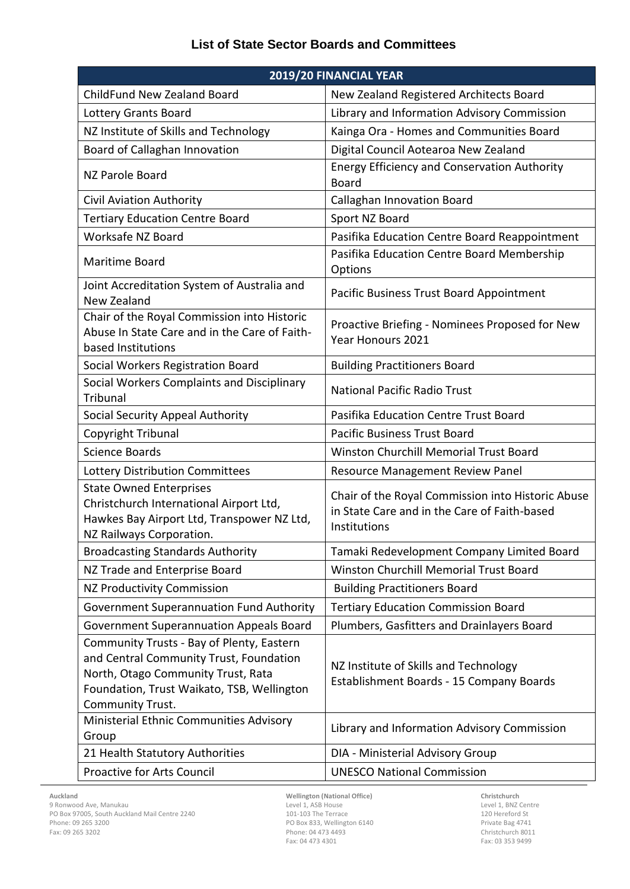## List of State Sector Boards and Committees

| 2019/20 FINANCIAL YEAR | |
|---|---|
| ChildFund New Zealand Board | New Zealand Registered Architects Board |
| Lottery Grants Board | Library and Information Advisory Commission |
| NZ Institute of Skills and Technology | Kainga Ora - Homes and Communities Board |
| Board of Callaghan Innovation | Digital Council Aotearoa New Zealand |
| NZ Parole Board | Energy Efficiency and Conservation Authority Board |
| Civil Aviation Authority | Callaghan Innovation Board |
| Tertiary Education Centre Board | Sport NZ Board |
| Worksafe NZ Board | Pasifika Education Centre Board Reappointment |
| Maritime Board | Pasifika Education Centre Board Membership Options |
| Joint Accreditation System of Australia and New Zealand | Pacific Business Trust Board Appointment |
| Chair of the Royal Commission into Historic Abuse In State Care and in the Care of Faith-based Institutions | Proactive Briefing - Nominees Proposed for New Year Honours 2021 |
| Social Workers Registration Board | Building Practitioners Board |
| Social Workers Complaints and Disciplinary Tribunal | National Pacific Radio Trust |
| Social Security Appeal Authority | Pasifika Education Centre Trust Board |
| Copyright Tribunal | Pacific Business Trust Board |
| Science Boards | Winston Churchill Memorial Trust Board |
| Lottery Distribution Committees | Resource Management Review Panel |
| State Owned Enterprises Christchurch International Airport Ltd, Hawkes Bay Airport Ltd, Transpower NZ Ltd, NZ Railways Corporation. | Chair of the Royal Commission into Historic Abuse in State Care and in the Care of Faith-based Institutions |
| Broadcasting Standards Authority | Tamaki Redevelopment Company Limited Board |
| NZ Trade and Enterprise Board | Winston Churchill Memorial Trust Board |
| NZ Productivity Commission | Building Practitioners Board |
| Government Superannuation Fund Authority | Tertiary Education Commission Board |
| Government Superannuation Appeals Board | Plumbers, Gasfitters and Drainlayers Board |
| Community Trusts - Bay of Plenty, Eastern and Central Community Trust, Foundation North, Otago Community Trust, Rata Foundation, Trust Waikato, TSB, Wellington Community Trust. | NZ Institute of Skills and Technology Establishment Boards - 15 Company Boards |
| Ministerial Ethnic Communities Advisory Group | Library and Information Advisory Commission |
| 21 Health Statutory Authorities | DIA - Ministerial Advisory Group |
| Proactive for Arts Council | UNESCO National Commission |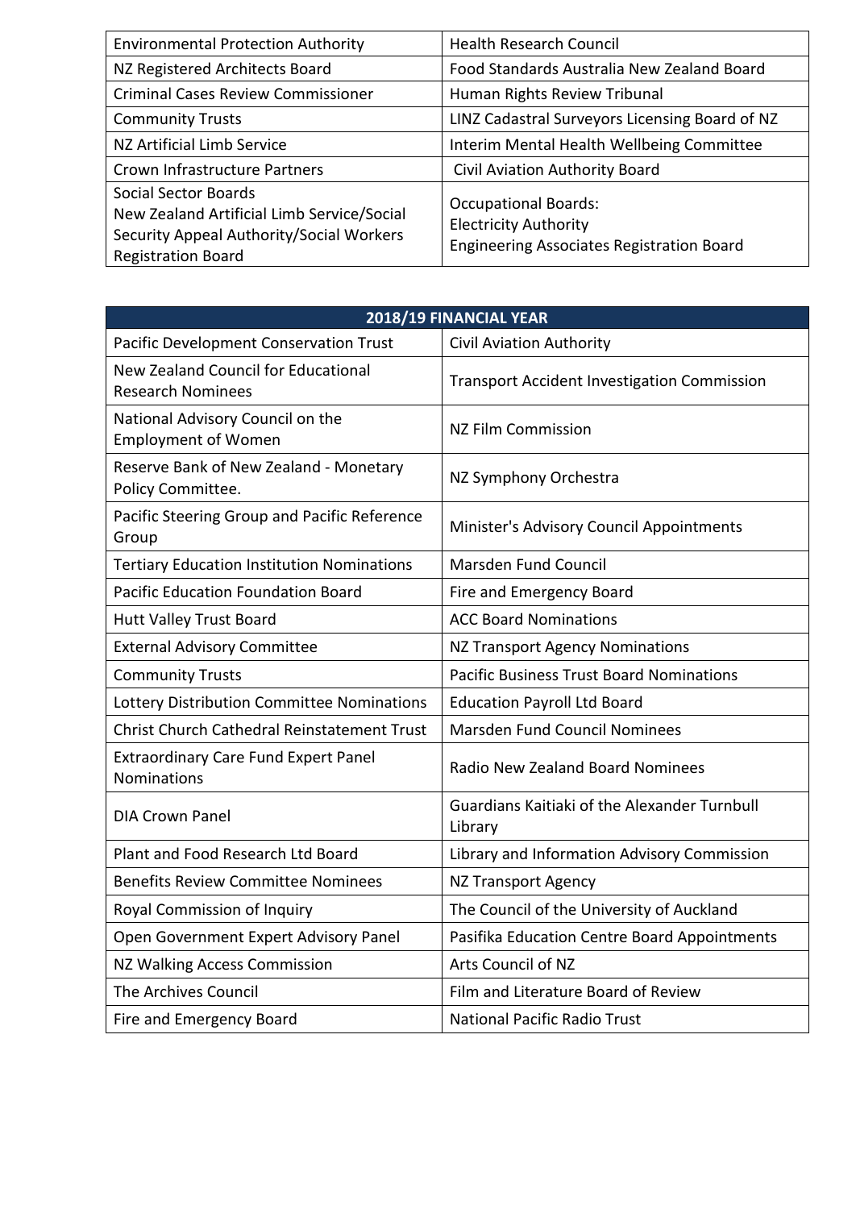| | |
|---|---|
| Environmental Protection Authority | Health Research Council |
| NZ Registered Architects Board | Food Standards Australia New Zealand Board |
| Criminal Cases Review Commissioner | Human Rights Review Tribunal |
| Community Trusts | LINZ Cadastral Surveyors Licensing Board of NZ |
| NZ Artificial Limb Service | Interim Mental Health Wellbeing Committee |
| Crown Infrastructure Partners | Civil Aviation Authority Board |
| Social Sector Boards<br>New Zealand Artificial Limb Service/Social Security Appeal Authority/Social Workers Registration Board | Occupational Boards:<br>Electricity Authority<br>Engineering Associates Registration Board |

| **2018/19 FINANCIAL YEAR** | |
|---|---|
| Pacific Development Conservation Trust | Civil Aviation Authority |
| New Zealand Council for Educational Research Nominees | Transport Accident Investigation Commission |
| National Advisory Council on the Employment of Women | NZ Film Commission |
| Reserve Bank of New Zealand - Monetary Policy Committee. | NZ Symphony Orchestra |
| Pacific Steering Group and Pacific Reference Group | Minister's Advisory Council Appointments |
| Tertiary Education Institution Nominations | Marsden Fund Council |
| Pacific Education Foundation Board | Fire and Emergency Board |
| Hutt Valley Trust Board | ACC Board Nominations |
| External Advisory Committee | NZ Transport Agency Nominations |
| Community Trusts | Pacific Business Trust Board Nominations |
| Lottery Distribution Committee Nominations | Education Payroll Ltd Board |
| Christ Church Cathedral Reinstatement Trust | Marsden Fund Council Nominees |
| Extraordinary Care Fund Expert Panel Nominations | Radio New Zealand Board Nominees |
| DIA Crown Panel | Guardians Kaitiaki of the Alexander Turnbull Library |
| Plant and Food Research Ltd Board | Library and Information Advisory Commission |
| Benefits Review Committee Nominees | NZ Transport Agency |
| Royal Commission of Inquiry | The Council of the University of Auckland |
| Open Government Expert Advisory Panel | Pasifika Education Centre Board Appointments |
| NZ Walking Access Commission | Arts Council of NZ |
| The Archives Council | Film and Literature Board of Review |
| Fire and Emergency Board | National Pacific Radio Trust |